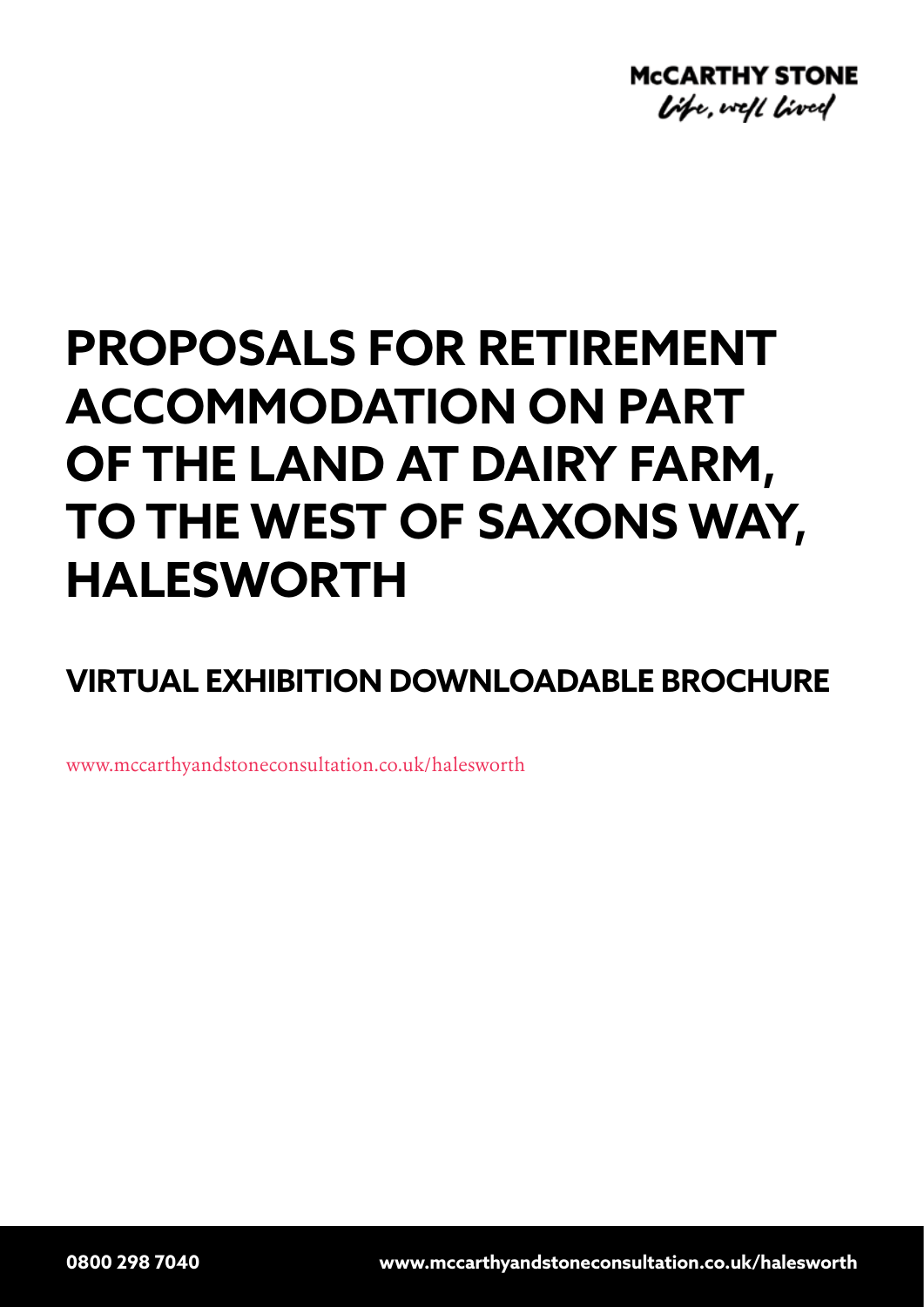McCARTHY STONE

*Life, well lived*

# PROPOSALS FOR RETIREMENT ACCOMMODATION ON PART OF THE LAND AT DAIRY FARM, TO THE WEST OF SAXONS WAY, HALESWORTH

## VIRTUAL EXHIBITION DOWNLOADABLE BROCHURE

www.mccarthyandstoneconsultation.co.uk/halesworth

**0800 298 7040** **www.mccarthyandstoneconsultation.co.uk/halesworth**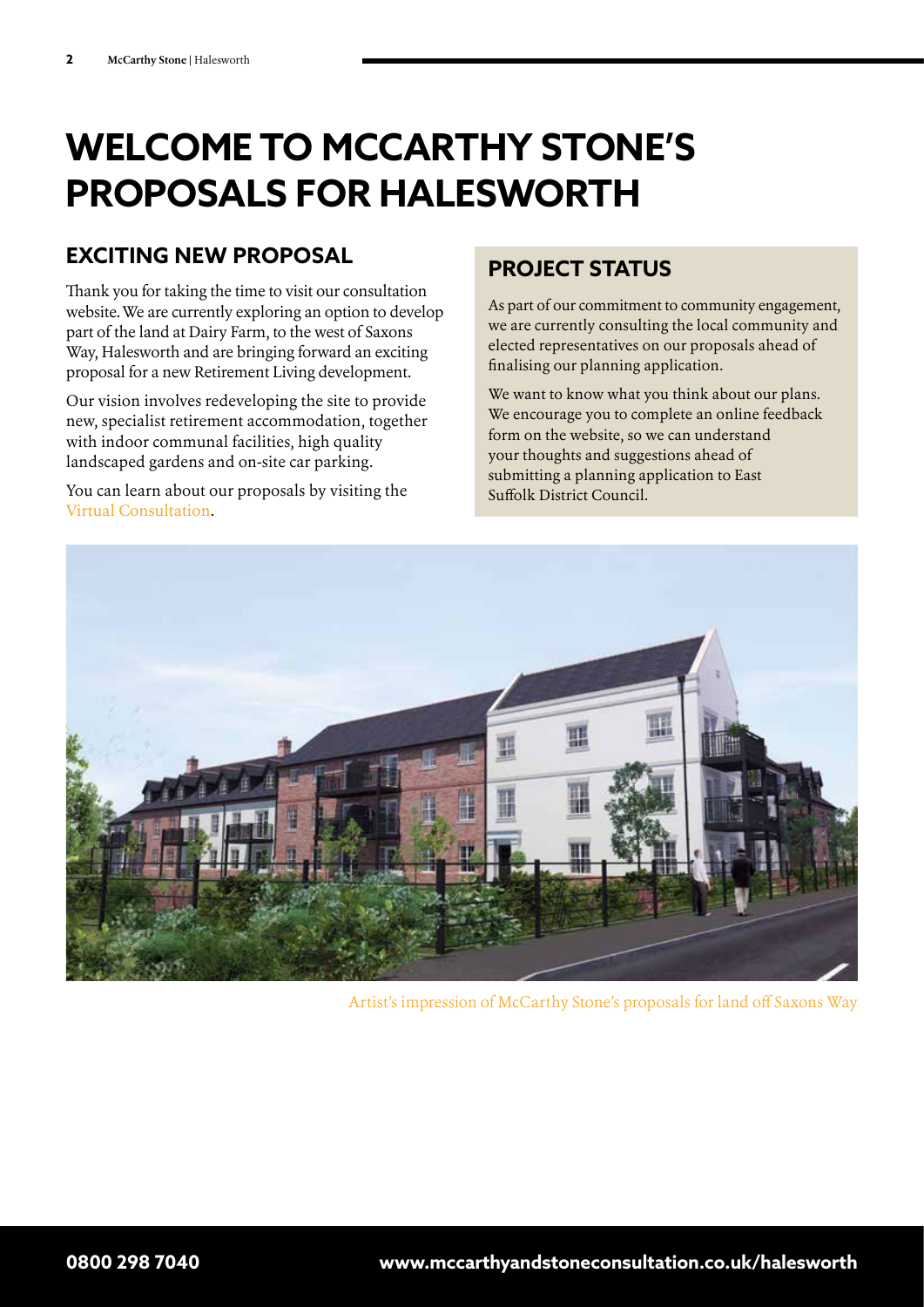# WELCOME TO MCCARTHY STONE'S PROPOSALS FOR HALESWORTH

## EXCITING NEW PROPOSAL

Thank you for taking the time to visit our consultation website. We are currently exploring an option to develop part of the land at Dairy Farm, to the west of Saxons Way, Halesworth and are bringing forward an exciting proposal for a new Retirement Living development.

Our vision involves redeveloping the site to provide new, specialist retirement accommodation, together with indoor communal facilities, high quality landscaped gardens and on-site car parking.

You can learn about our proposals by visiting the Virtual Consultation.

## PROJECT STATUS

As part of our commitment to community engagement, we are currently consulting the local community and elected representatives on our proposals ahead of finalising our planning application.

We want to know what you think about our plans. We encourage you to complete an online feedback form on the website, so we can understand your thoughts and suggestions ahead of submitting a planning application to East Suffolk District Council.

Artist's impression of McCarthy Stone's proposals for land off Saxons Way

0800 298 7040

www.mccarthyandstoneconsultation.co.uk/halesworth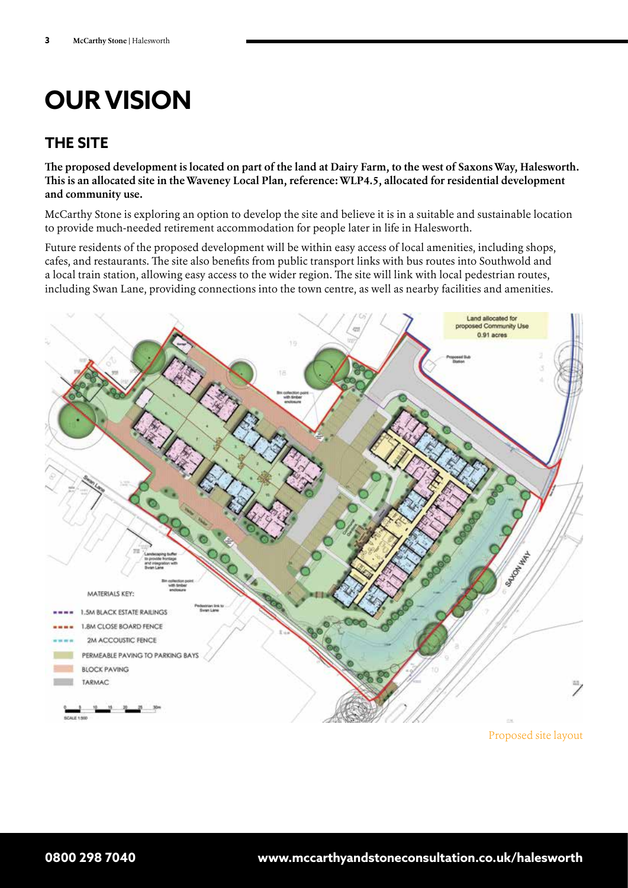# OUR VISION

## THE SITE

**The proposed development is located on part of the land at Dairy Farm, to the west of Saxons Way, Halesworth. This is an allocated site in the Waveney Local Plan, reference: WLP4.5, allocated for residential development and community use.**

McCarthy Stone is exploring an option to develop the site and believe it is in a suitable and sustainable location to provide much-needed retirement accommodation for people later in life in Halesworth.

Future residents of the proposed development will be within easy access of local amenities, including shops, cafes, and restaurants. The site also benefits from public transport links with bus routes into Southwold and a local train station, allowing easy access to the wider region. The site will link with local pedestrian routes, including Swan Lane, providing connections into the town centre, as well as nearby facilities and amenities.

Proposed site layout

**0800 298 7040** **www.mccarthyandstoneconsultation.co.uk/halesworth**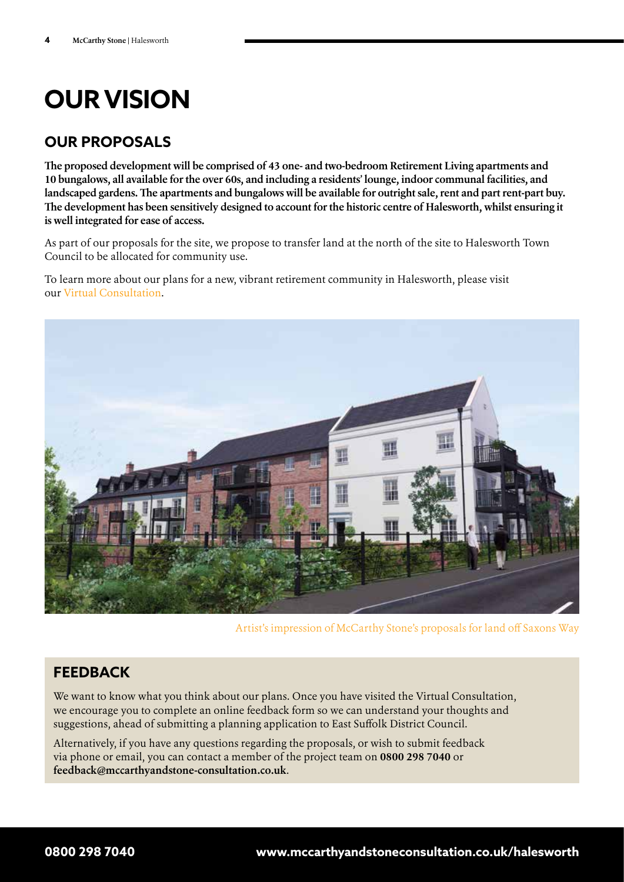# OUR VISION

## OUR PROPOSALS

**The proposed development will be comprised of 43 one- and two-bedroom Retirement Living apartments and 10 bungalows, all available for the over 60s, and including a residents' lounge, indoor communal facilities, and landscaped gardens. The apartments and bungalows will be available for outright sale, rent and part rent-part buy. The development has been sensitively designed to account for the historic centre of Halesworth, whilst ensuring it is well integrated for ease of access.**

As part of our proposals for the site, we propose to transfer land at the north of the site to Halesworth Town Council to be allocated for community use.

To learn more about our plans for a new, vibrant retirement community in Halesworth, please visit our Virtual Consultation.

Artist's impression of McCarthy Stone's proposals for land off Saxons Way

## FEEDBACK

We want to know what you think about our plans. Once you have visited the Virtual Consultation, we encourage you to complete an online feedback form so we can understand your thoughts and suggestions, ahead of submitting a planning application to East Suffolk District Council.

Alternatively, if you have any questions regarding the proposals, or wish to submit feedback via phone or email, you can contact a member of the project team on **0800 298 7040** or **feedback@mccarthyandstone-consultation.co.uk**.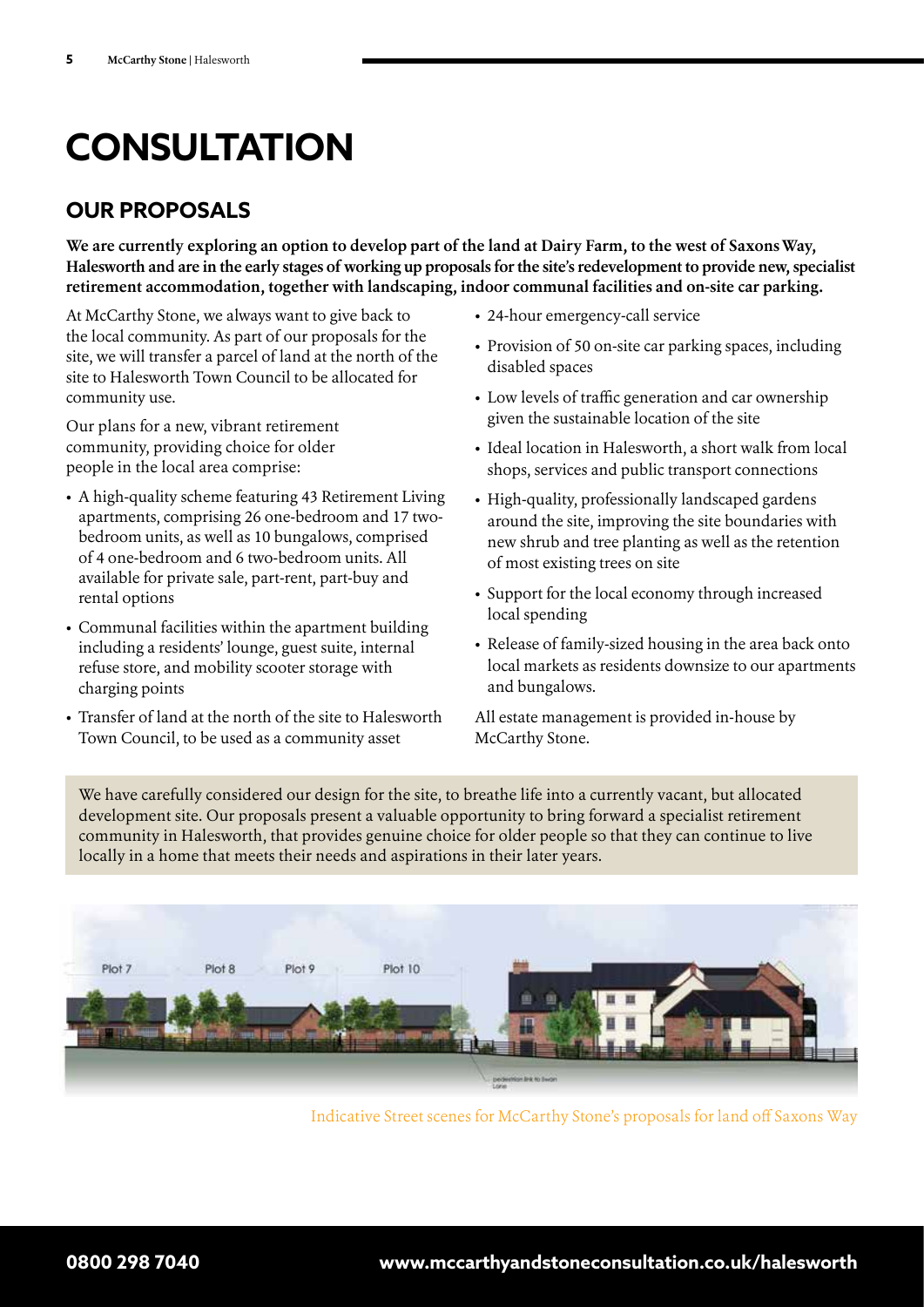# CONSULTATION

## OUR PROPOSALS

**We are currently exploring an option to develop part of the land at Dairy Farm, to the west of Saxons Way, Halesworth and are in the early stages of working up proposals for the site's redevelopment to provide new, specialist retirement accommodation, together with landscaping, indoor communal facilities and on-site car parking.**

At McCarthy Stone, we always want to give back to the local community. As part of our proposals for the site, we will transfer a parcel of land at the north of the site to Halesworth Town Council to be allocated for community use.

Our plans for a new, vibrant retirement community, providing choice for older people in the local area comprise:

- A high-quality scheme featuring 43 Retirement Living apartments, comprising 26 one-bedroom and 17 two-bedroom units, as well as 10 bungalows, comprised of 4 one-bedroom and 6 two-bedroom units. All available for private sale, part-rent, part-buy and rental options
- Communal facilities within the apartment building including a residents' lounge, guest suite, internal refuse store, and mobility scooter storage with charging points
- Transfer of land at the north of the site to Halesworth Town Council, to be used as a community asset
- 24-hour emergency-call service
- Provision of 50 on-site car parking spaces, including disabled spaces
- Low levels of traffic generation and car ownership given the sustainable location of the site
- Ideal location in Halesworth, a short walk from local shops, services and public transport connections
- High-quality, professionally landscaped gardens around the site, improving the site boundaries with new shrub and tree planting as well as the retention of most existing trees on site
- Support for the local economy through increased local spending
- Release of family-sized housing in the area back onto local markets as residents downsize to our apartments and bungalows.

All estate management is provided in-house by McCarthy Stone.

We have carefully considered our design for the site, to breathe life into a currently vacant, but allocated development site. Our proposals present a valuable opportunity to bring forward a specialist retirement community in Halesworth, that provides genuine choice for older people so that they can continue to live locally in a home that meets their needs and aspirations in their later years.

Plot 7 Plot 8 Plot 9 Plot 10

pedestrian link to Swan Lane

Indicative Street scenes for McCarthy Stone's proposals for land off Saxons Way

0800 298 7040 www.mccarthyandstoneconsultation.co.uk/halesworth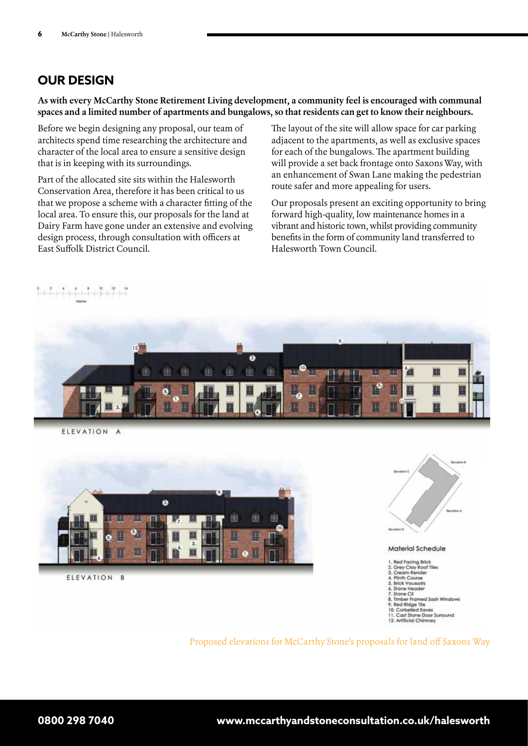## OUR DESIGN

**As with every McCarthy Stone Retirement Living development, a community feel is encouraged with communal spaces and a limited number of apartments and bungalows, so that residents can get to know their neighbours.**

Before we begin designing any proposal, our team of architects spend time researching the architecture and character of the local area to ensure a sensitive design that is in keeping with its surroundings.

Part of the allocated site sits within the Halesworth Conservation Area, therefore it has been critical to us that we propose a scheme with a character fitting of the local area. To ensure this, our proposals for the land at Dairy Farm have gone under an extensive and evolving design process, through consultation with officers at East Suffolk District Council.

The layout of the site will allow space for car parking adjacent to the apartments, as well as exclusive spaces for each of the bungalows. The apartment building will provide a set back frontage onto Saxons Way, with an enhancement of Swan Lane making the pedestrian route safer and more appealing for users.

Our proposals present an exciting opportunity to bring forward high-quality, low maintenance homes in a vibrant and historic town, whilst providing community benefits in the form of community land transferred to Halesworth Town Council.

ELEVATION A

ELEVATION B

Material Schedule

1. Red Facing Brick
2. Grey Clay Roof Tiles
3. Cream Render
4. Plinth Course
5. Brick Voussoirs
6. Stone Header
7. Stone Cill
8. Timber Framed Sash Windows
9. Red Ridge Tile
10. Corbelled Eaves
11. Cast Stone Door Surround
12. Artificial Chimney

Proposed elevations for McCarthy Stone's proposals for land off Saxons Way

0800 298 7040 www.mccarthyandstoneconsultation.co.uk/halesworth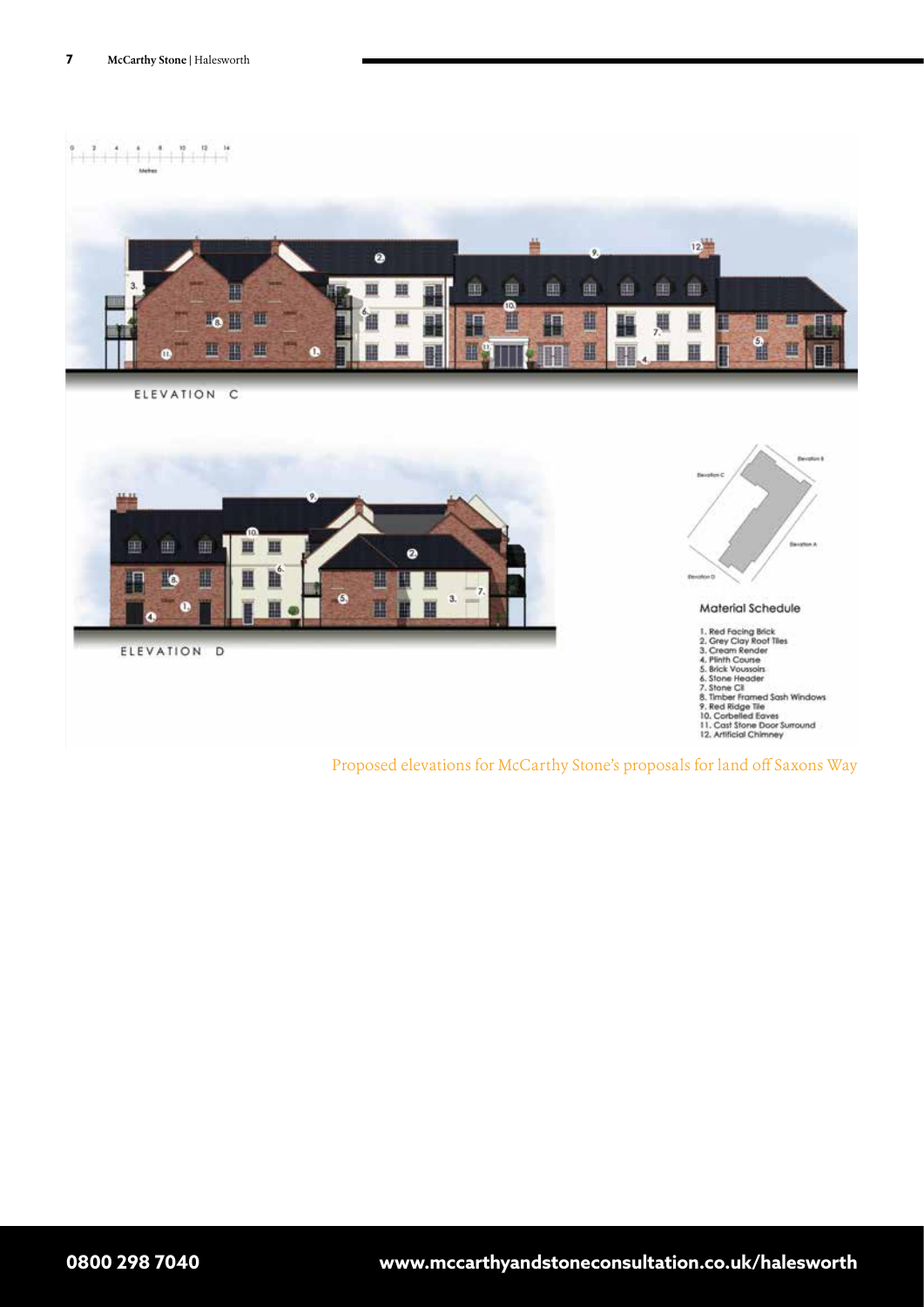ELEVATION C

ELEVATION D

Material Schedule

1. Red Facing Brick
2. Grey Clay Roof Tiles
3. Cream Render
4. Plinth Course
5. Brick Voussoirs
6. Stone Header
7. Stone Cil
8. Timber Framed Sash Windows
9. Red Ridge Tile
10. Corbelled Eaves
11. Cast Stone Door Surround
12. Artificial Chimney

Proposed elevations for McCarthy Stone's proposals for land off Saxons Way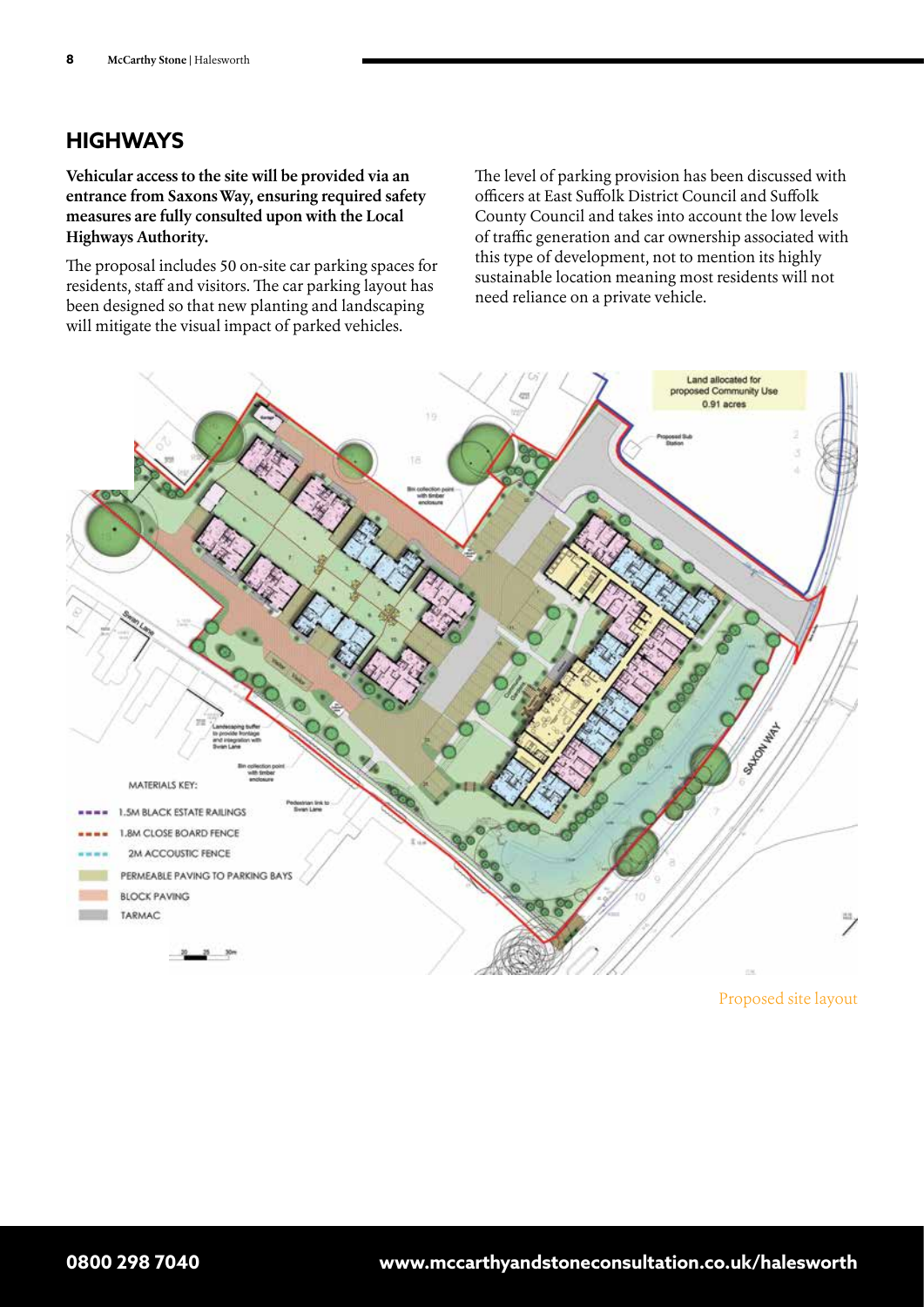## HIGHWAYS

**Vehicular access to the site will be provided via an entrance from Saxons Way, ensuring required safety measures are fully consulted upon with the Local Highways Authority.**

The proposal includes 50 on-site car parking spaces for residents, staff and visitors. The car parking layout has been designed so that new planting and landscaping will mitigate the visual impact of parked vehicles.

The level of parking provision has been discussed with officers at East Suffolk District Council and Suffolk County Council and takes into account the low levels of traffic generation and car ownership associated with this type of development, not to mention its highly sustainable location meaning most residents will not need reliance on a private vehicle.

Proposed site layout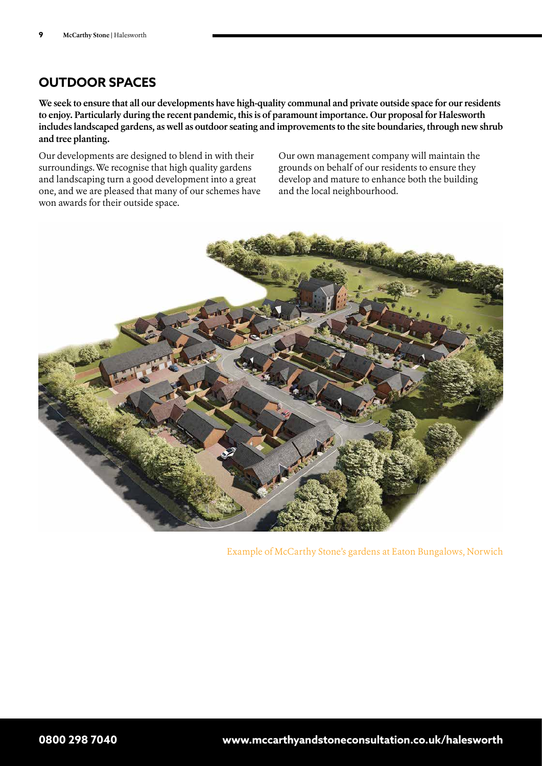## OUTDOOR SPACES

**We seek to ensure that all our developments have high-quality communal and private outside space for our residents to enjoy. Particularly during the recent pandemic, this is of paramount importance. Our proposal for Halesworth includes landscaped gardens, as well as outdoor seating and improvements to the site boundaries, through new shrub and tree planting.**

Our developments are designed to blend in with their surroundings. We recognise that high quality gardens and landscaping turn a good development into a great one, and we are pleased that many of our schemes have won awards for their outside space.

Our own management company will maintain the grounds on behalf of our residents to ensure they develop and mature to enhance both the building and the local neighbourhood.

Example of McCarthy Stone's gardens at Eaton Bungalows, Norwich

**0800 298 7040** **www.mccarthyandstoneconsultation.co.uk/halesworth**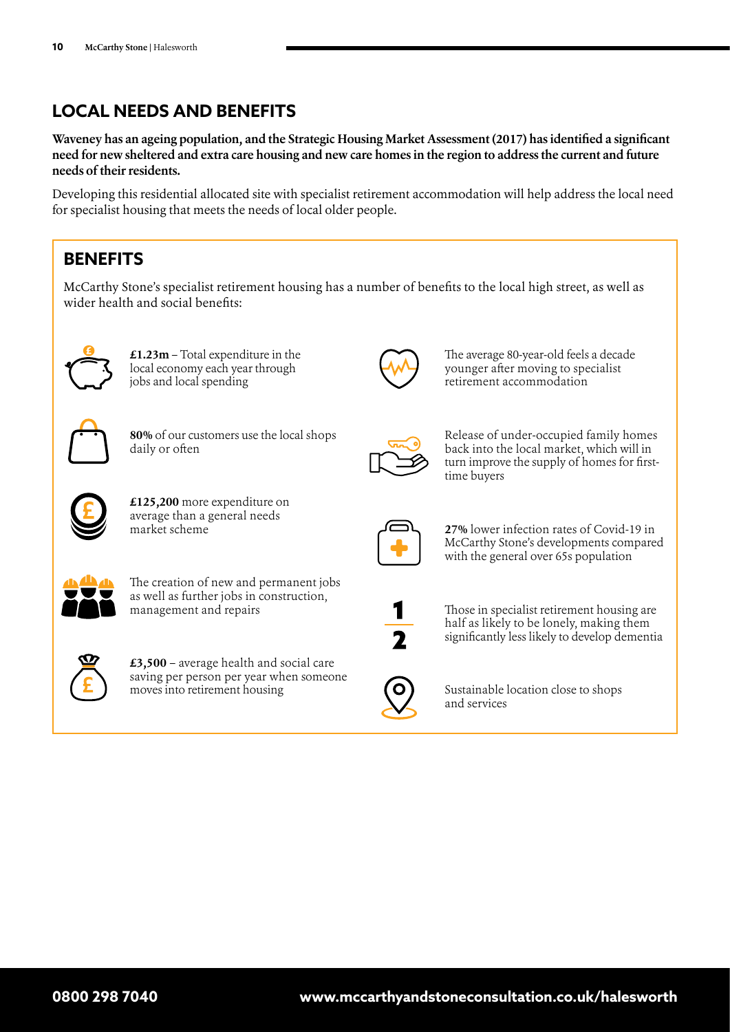## LOCAL NEEDS AND BENEFITS

**Waveney has an ageing population, and the Strategic Housing Market Assessment (2017) has identified a significant need for new sheltered and extra care housing and new care homes in the region to address the current and future needs of their residents.**

Developing this residential allocated site with specialist retirement accommodation will help address the local need for specialist housing that meets the needs of local older people.

## BENEFITS

McCarthy Stone's specialist retirement housing has a number of benefits to the local high street, as well as wider health and social benefits:

- **£1.23m** – Total expenditure in the local economy each year through jobs and local spending
- **80%** of our customers use the local shops daily or often
- **£125,200** more expenditure on average than a general needs market scheme
- The creation of new and permanent jobs as well as further jobs in construction, management and repairs
- **£3,500** – average health and social care saving per person per year when someone moves into retirement housing
- The average 80-year-old feels a decade younger after moving to specialist retirement accommodation
- Release of under-occupied family homes back into the local market, which will in turn improve the supply of homes for first-time buyers
- **27%** lower infection rates of Covid-19 in McCarthy Stone's developments compared with the general over 65s population
- Those in specialist retirement housing are half as likely to be lonely, making them significantly less likely to develop dementia
- Sustainable location close to shops and services

**0800 298 7040** **www.mccarthyandstoneconsultation.co.uk/halesworth**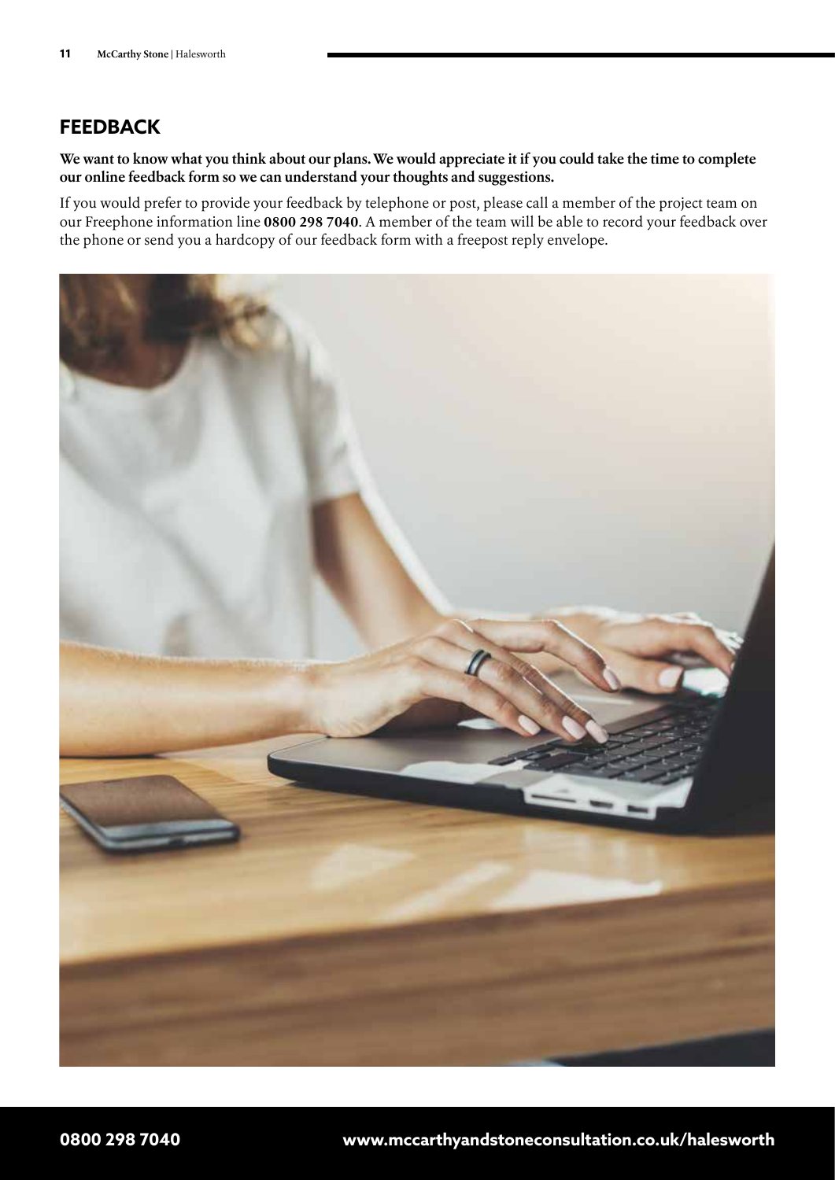## FEEDBACK

**We want to know what you think about our plans. We would appreciate it if you could take the time to complete our online feedback form so we can understand your thoughts and suggestions.**

If you would prefer to provide your feedback by telephone or post, please call a member of the project team on our Freephone information line **0800 298 7040**. A member of the team will be able to record your feedback over the phone or send you a hardcopy of our feedback form with a freepost reply envelope.

**0800 298 7040** **www.mccarthyandstoneconsultation.co.uk/halesworth**